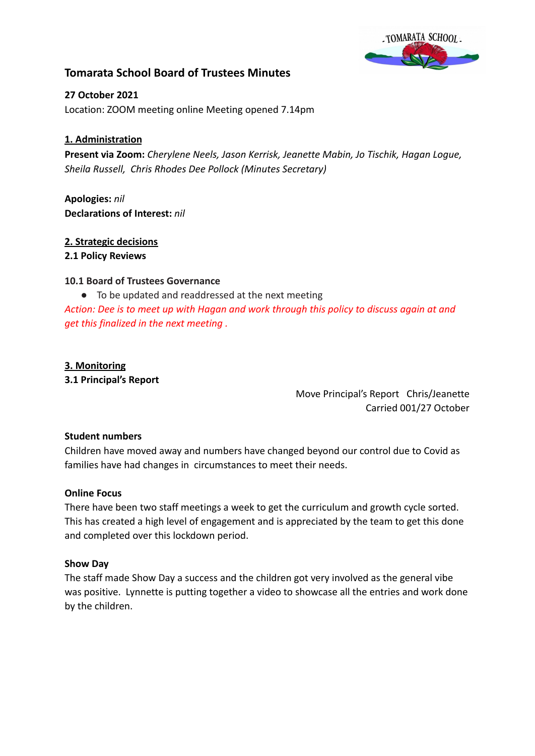## Tomarata School Board of Trustees Minutes

**27 October 2021**
Location: ZOOM meeting online Meeting opened 7.14pm

### 1. Administration

**Present via Zoom:** *Cherylene Neels, Jason Kerrisk, Jeanette Mabin, Jo Tischik, Hagan Logue, Sheila Russell, Chris Rhodes Dee Pollock (Minutes Secretary)*

**Apologies:** *nil*
**Declarations of Interest:** *nil*

### 2. Strategic decisions

**2.1 Policy Reviews**

**10.1 Board of Trustees Governance**

- To be updated and readdressed at the next meeting

*Action: Dee is to meet up with Hagan and work through this policy to discuss again at and get this finalized in the next meeting .*

### 3. Monitoring

**3.1 Principal's Report**

Move Principal's Report Chris/Jeanette
Carried 001/27 October

**Student numbers**
Children have moved away and numbers have changed beyond our control due to Covid as families have had changes in circumstances to meet their needs.

**Online Focus**
There have been two staff meetings a week to get the curriculum and growth cycle sorted. This has created a high level of engagement and is appreciated by the team to get this done and completed over this lockdown period.

**Show Day**
The staff made Show Day a success and the children got very involved as the general vibe was positive. Lynnette is putting together a video to showcase all the entries and work done by the children.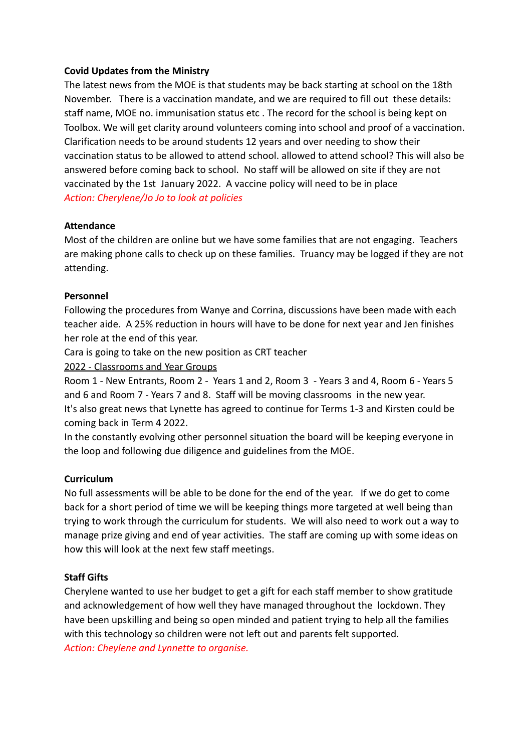**Covid Updates from the Ministry**

The latest news from the MOE is that students may be back starting at school on the 18th November. There is a vaccination mandate, and we are required to fill out these details: staff name, MOE no. immunisation status etc . The record for the school is being kept on Toolbox. We will get clarity around volunteers coming into school and proof of a vaccination. Clarification needs to be around students 12 years and over needing to show their vaccination status to be allowed to attend school. allowed to attend school? This will also be answered before coming back to school. No staff will be allowed on site if they are not vaccinated by the 1st January 2022. A vaccine policy will need to be in place

*Action: Cherylene/Jo Jo to look at policies*

**Attendance**

Most of the children are online but we have some families that are not engaging. Teachers are making phone calls to check up on these families. Truancy may be logged if they are not attending.

**Personnel**

Following the procedures from Wanye and Corrina, discussions have been made with each teacher aide. A 25% reduction in hours will have to be done for next year and Jen finishes her role at the end of this year.

Cara is going to take on the new position as CRT teacher

<u>2022 - Classrooms and Year Groups</u>

Room 1 - New Entrants, Room 2 - Years 1 and 2, Room 3 - Years 3 and 4, Room 6 - Years 5 and 6 and Room 7 - Years 7 and 8. Staff will be moving classrooms in the new year.

It's also great news that Lynette has agreed to continue for Terms 1-3 and Kirsten could be coming back in Term 4 2022.

In the constantly evolving other personnel situation the board will be keeping everyone in the loop and following due diligence and guidelines from the MOE.

**Curriculum**

No full assessments will be able to be done for the end of the year. If we do get to come back for a short period of time we will be keeping things more targeted at well being than trying to work through the curriculum for students. We will also need to work out a way to manage prize giving and end of year activities. The staff are coming up with some ideas on how this will look at the next few staff meetings.

**Staff Gifts**

Cherylene wanted to use her budget to get a gift for each staff member to show gratitude and acknowledgement of how well they have managed throughout the lockdown. They have been upskilling and being so open minded and patient trying to help all the families with this technology so children were not left out and parents felt supported.

*Action: Cheylene and Lynnette to organise.*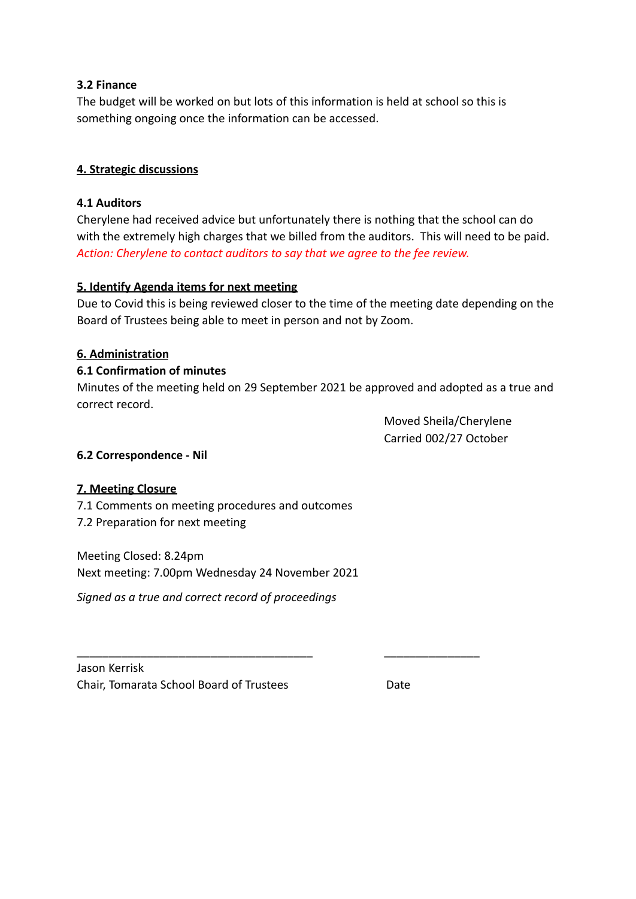### 3.2 Finance

The budget will be worked on but lots of this information is held at school so this is something ongoing once the information can be accessed.

## 4. Strategic discussions

### 4.1 Auditors

Cherylene had received advice but unfortunately there is nothing that the school can do with the extremely high charges that we billed from the auditors. This will need to be paid. *Action: Cherylene to contact auditors to say that we agree to the fee review.*

## 5. Identify Agenda items for next meeting

Due to Covid this is being reviewed closer to the time of the meeting date depending on the Board of Trustees being able to meet in person and not by Zoom.

## 6. Administration

### 6.1 Confirmation of minutes

Minutes of the meeting held on 29 September 2021 be approved and adopted as a true and correct record.

Moved Sheila/Cherylene
Carried 002/27 October

### 6.2 Correspondence - Nil

## 7. Meeting Closure

7.1 Comments on meeting procedures and outcomes
7.2 Preparation for next meeting

Meeting Closed: 8.24pm
Next meeting: 7.00pm Wednesday 24 November 2021

*Signed as a true and correct record of proceedings*

_____________________________________ _______________

Jason Kerrisk
Chair, Tomarata School Board of Trustees Date